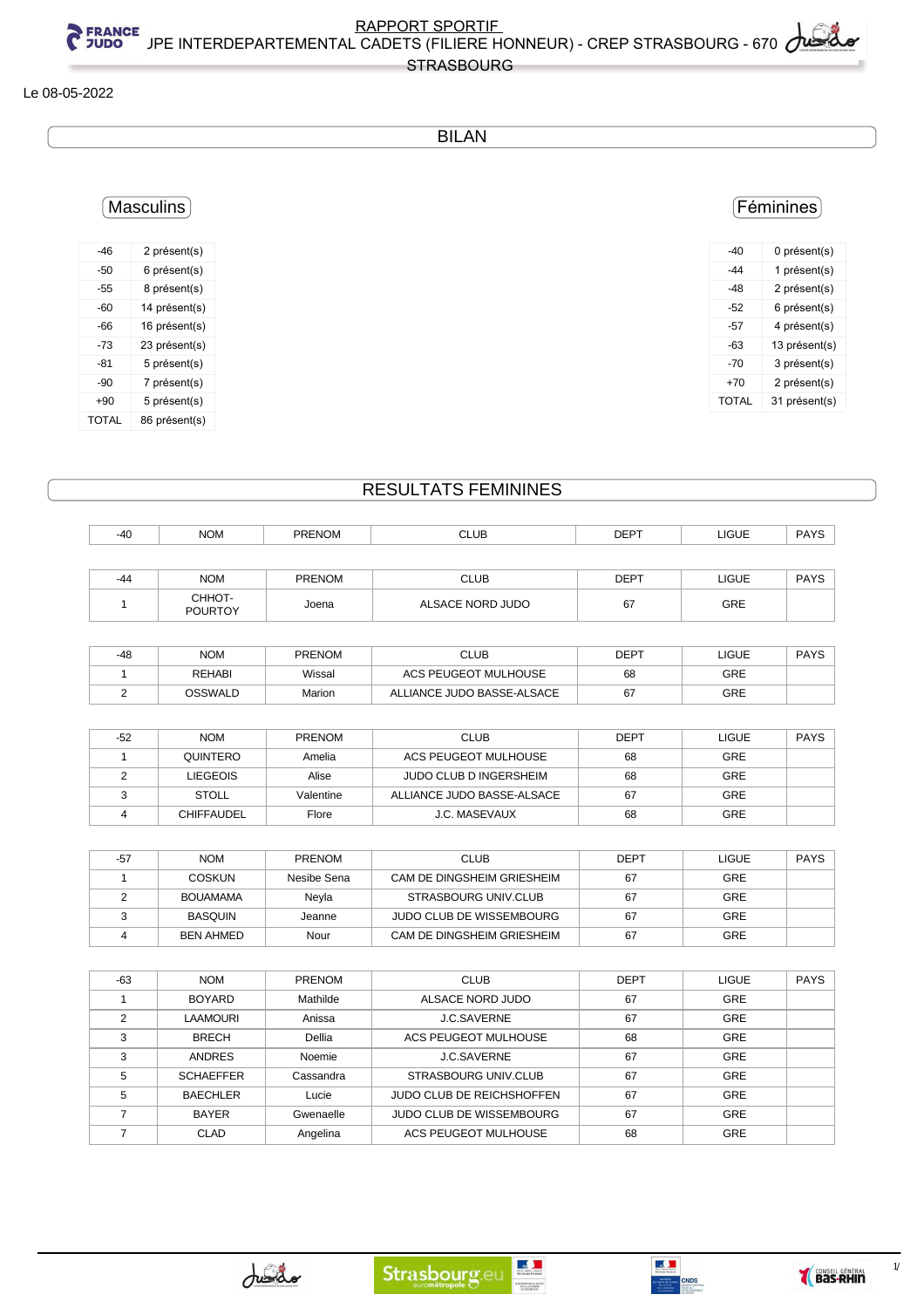# RAPPORT SPORTIF

## JPE INTERDEPARTEMENTAL CADETS (FILIERE HONNEUR) - CREP STRASBOURG - 670 STRASBOURG

Le 08-05-2022

## BILAN

### Masculins

| | |
|---|---|
| -46 | 2 présent(s) |
| -50 | 6 présent(s) |
| -55 | 8 présent(s) |
| -60 | 14 présent(s) |
| -66 | 16 présent(s) |
| -73 | 23 présent(s) |
| -81 | 5 présent(s) |
| -90 | 7 présent(s) |
| +90 | 5 présent(s) |
| TOTAL | 86 présent(s) |

### Féminines

| | |
|---|---|
| -40 | 0 présent(s) |
| -44 | 1 présent(s) |
| -48 | 2 présent(s) |
| -52 | 6 présent(s) |
| -57 | 4 présent(s) |
| -63 | 13 présent(s) |
| -70 | 3 présent(s) |
| +70 | 2 présent(s) |
| TOTAL | 31 présent(s) |

## RESULTATS FEMININES

| -40 | NOM | PRENOM | CLUB | DEPT | LIGUE | PAYS |
|---|---|---|---|---|---|---|

| -44 | NOM | PRENOM | CLUB | DEPT | LIGUE | PAYS |
|---|---|---|---|---|---|---|
| 1 | CHHOT-POURTOY | Joena | ALSACE NORD JUDO | 67 | GRE | |

| -48 | NOM | PRENOM | CLUB | DEPT | LIGUE | PAYS |
|---|---|---|---|---|---|---|
| 1 | REHABI | Wissal | ACS PEUGEOT MULHOUSE | 68 | GRE | |
| 2 | OSSWALD | Marion | ALLIANCE JUDO BASSE-ALSACE | 67 | GRE | |

| -52 | NOM | PRENOM | CLUB | DEPT | LIGUE | PAYS |
|---|---|---|---|---|---|---|
| 1 | QUINTERO | Amelia | ACS PEUGEOT MULHOUSE | 68 | GRE | |
| 2 | LIEGEOIS | Alise | JUDO CLUB D INGERSHEIM | 68 | GRE | |
| 3 | STOLL | Valentine | ALLIANCE JUDO BASSE-ALSACE | 67 | GRE | |
| 4 | CHIFFAUDEL | Flore | J.C. MASEVAUX | 68 | GRE | |

| -57 | NOM | PRENOM | CLUB | DEPT | LIGUE | PAYS |
|---|---|---|---|---|---|---|
| 1 | COSKUN | Nesibe Sena | CAM DE DINGSHEIM GRIESHEIM | 67 | GRE | |
| 2 | BOUAMAMA | Neyla | STRASBOURG UNIV.CLUB | 67 | GRE | |
| 3 | BASQUIN | Jeanne | JUDO CLUB DE WISSEMBOURG | 67 | GRE | |
| 4 | BEN AHMED | Nour | CAM DE DINGSHEIM GRIESHEIM | 67 | GRE | |

| -63 | NOM | PRENOM | CLUB | DEPT | LIGUE | PAYS |
|---|---|---|---|---|---|---|
| 1 | BOYARD | Mathilde | ALSACE NORD JUDO | 67 | GRE | |
| 2 | LAAMOURI | Anissa | J.C.SAVERNE | 67 | GRE | |
| 3 | BRECH | Dellia | ACS PEUGEOT MULHOUSE | 68 | GRE | |
| 3 | ANDRES | Noemie | J.C.SAVERNE | 67 | GRE | |
| 5 | SCHAEFFER | Cassandra | STRASBOURG UNIV.CLUB | 67 | GRE | |
| 5 | BAECHLER | Lucie | JUDO CLUB DE REICHSHOFFEN | 67 | GRE | |
| 7 | BAYER | Gwenaelle | JUDO CLUB DE WISSEMBOURG | 67 | GRE | |
| 7 | CLAD | Angelina | ACS PEUGEOT MULHOUSE | 68 | GRE | |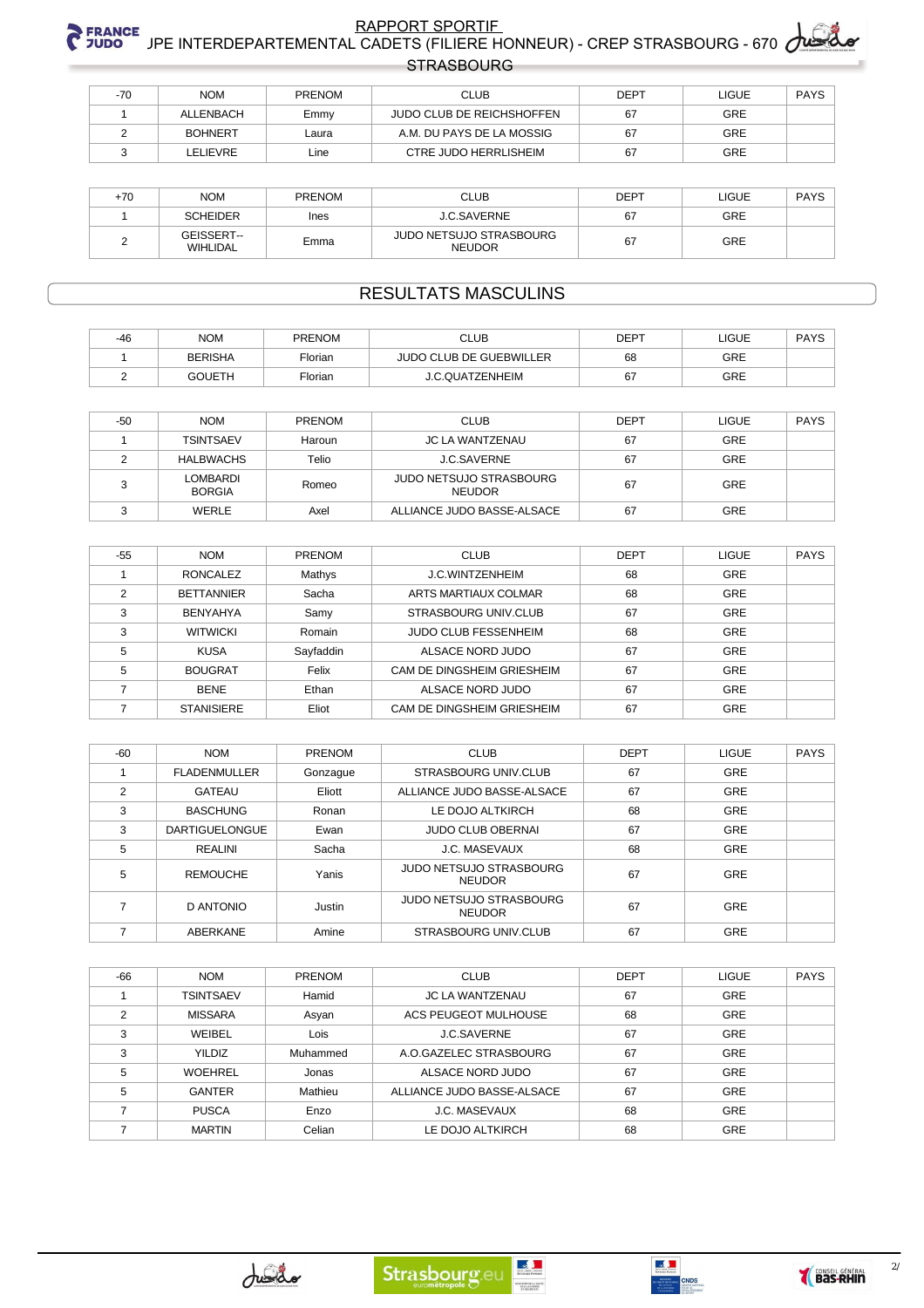| -70 | NOM | PRENOM | CLUB | DEPT | LIGUE | PAYS |
|---|---|---|---|---|---|---|
| 1 | ALLENBACH | Emmy | JUDO CLUB DE REICHSHOFFEN | 67 | GRE | |
| 2 | BOHNERT | Laura | A.M. DU PAYS DE LA MOSSIG | 67 | GRE | |
| 3 | LELIEVRE | Line | CTRE JUDO HERRLISHEIM | 67 | GRE | |

| +70 | NOM | PRENOM | CLUB | DEPT | LIGUE | PAYS |
|---|---|---|---|---|---|---|
| 1 | SCHEIDER | Ines | J.C.SAVERNE | 67 | GRE | |
| 2 | GEISSERT--WIHLIDAL | Emma | JUDO NETSUJO STRASBOURG NEUDOR | 67 | GRE | |

## RESULTATS MASCULINS

| -46 | NOM | PRENOM | CLUB | DEPT | LIGUE | PAYS |
|---|---|---|---|---|---|---|
| 1 | BERISHA | Florian | JUDO CLUB DE GUEBWILLER | 68 | GRE | |
| 2 | GOUETH | Florian | J.C.QUATZENHEIM | 67 | GRE | |

| -50 | NOM | PRENOM | CLUB | DEPT | LIGUE | PAYS |
|---|---|---|---|---|---|---|
| 1 | TSINTSAEV | Haroun | JC LA WANTZENAU | 67 | GRE | |
| 2 | HALBWACHS | Telio | J.C.SAVERNE | 67 | GRE | |
| 3 | LOMBARDI BORGIA | Romeo | JUDO NETSUJO STRASBOURG NEUDOR | 67 | GRE | |
| 3 | WERLE | Axel | ALLIANCE JUDO BASSE-ALSACE | 67 | GRE | |

| -55 | NOM | PRENOM | CLUB | DEPT | LIGUE | PAYS |
|---|---|---|---|---|---|---|
| 1 | RONCALEZ | Mathys | J.C.WINTZENHEIM | 68 | GRE | |
| 2 | BETTANNIER | Sacha | ARTS MARTIAUX COLMAR | 68 | GRE | |
| 3 | BENYAHYA | Samy | STRASBOURG UNIV.CLUB | 67 | GRE | |
| 3 | WITWICKI | Romain | JUDO CLUB FESSENHEIM | 68 | GRE | |
| 5 | KUSA | Sayfaddin | ALSACE NORD JUDO | 67 | GRE | |
| 5 | BOUGRAT | Felix | CAM DE DINGSHEIM GRIESHEIM | 67 | GRE | |
| 7 | BENE | Ethan | ALSACE NORD JUDO | 67 | GRE | |
| 7 | STANISIERE | Eliot | CAM DE DINGSHEIM GRIESHEIM | 67 | GRE | |

| -60 | NOM | PRENOM | CLUB | DEPT | LIGUE | PAYS |
|---|---|---|---|---|---|---|
| 1 | FLADENMULLER | Gonzague | STRASBOURG UNIV.CLUB | 67 | GRE | |
| 2 | GATEAU | Eliott | ALLIANCE JUDO BASSE-ALSACE | 67 | GRE | |
| 3 | BASCHUNG | Ronan | LE DOJO ALTKIRCH | 68 | GRE | |
| 3 | DARTIGUELONGUE | Ewan | JUDO CLUB OBERNAI | 67 | GRE | |
| 5 | REALINI | Sacha | J.C. MASEVAUX | 68 | GRE | |
| 5 | REMOUCHE | Yanis | JUDO NETSUJO STRASBOURG NEUDOR | 67 | GRE | |
| 7 | D ANTONIO | Justin | JUDO NETSUJO STRASBOURG NEUDOR | 67 | GRE | |
| 7 | ABERKANE | Amine | STRASBOURG UNIV.CLUB | 67 | GRE | |

| -66 | NOM | PRENOM | CLUB | DEPT | LIGUE | PAYS |
|---|---|---|---|---|---|---|
| 1 | TSINTSAEV | Hamid | JC LA WANTZENAU | 67 | GRE | |
| 2 | MISSARA | Asyan | ACS PEUGEOT MULHOUSE | 68 | GRE | |
| 3 | WEIBEL | Lois | J.C.SAVERNE | 67 | GRE | |
| 3 | YILDIZ | Muhammed | A.O.GAZELEC STRASBOURG | 67 | GRE | |
| 5 | WOEHREL | Jonas | ALSACE NORD JUDO | 67 | GRE | |
| 5 | GANTER | Mathieu | ALLIANCE JUDO BASSE-ALSACE | 67 | GRE | |
| 7 | PUSCA | Enzo | J.C. MASEVAUX | 68 | GRE | |
| 7 | MARTIN | Celian | LE DOJO ALTKIRCH | 68 | GRE | |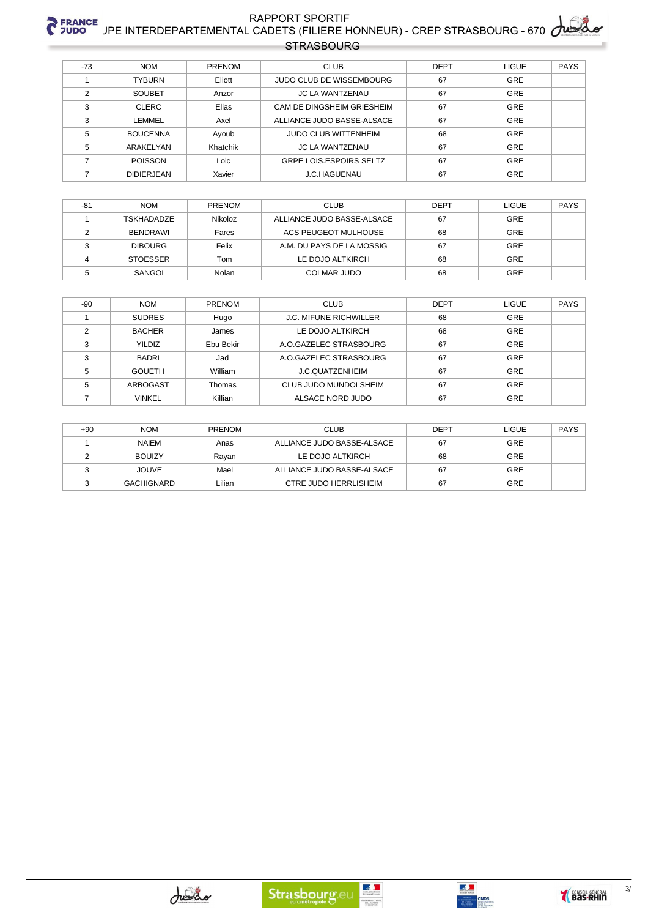| -73 | NOM | PRENOM | CLUB | DEPT | LIGUE | PAYS |
|---|---|---|---|---|---|---|
| 1 | TYBURN | Eliott | JUDO CLUB DE WISSEMBOURG | 67 | GRE | |
| 2 | SOUBET | Anzor | JC LA WANTZENAU | 67 | GRE | |
| 3 | CLERC | Elias | CAM DE DINGSHEIM GRIESHEIM | 67 | GRE | |
| 3 | LEMMEL | Axel | ALLIANCE JUDO BASSE-ALSACE | 67 | GRE | |
| 5 | BOUCENNA | Ayoub | JUDO CLUB WITTENHEIM | 68 | GRE | |
| 5 | ARAKELYAN | Khatchik | JC LA WANTZENAU | 67 | GRE | |
| 7 | POISSON | Loic | GRPE LOIS.ESPOIRS SELTZ | 67 | GRE | |
| 7 | DIDIERJEAN | Xavier | J.C.HAGUENAU | 67 | GRE | |

| -81 | NOM | PRENOM | CLUB | DEPT | LIGUE | PAYS |
|---|---|---|---|---|---|---|
| 1 | TSKHADADZE | Nikoloz | ALLIANCE JUDO BASSE-ALSACE | 67 | GRE | |
| 2 | BENDRAWI | Fares | ACS PEUGEOT MULHOUSE | 68 | GRE | |
| 3 | DIBOURG | Felix | A.M. DU PAYS DE LA MOSSIG | 67 | GRE | |
| 4 | STOESSER | Tom | LE DOJO ALTKIRCH | 68 | GRE | |
| 5 | SANGOI | Nolan | COLMAR JUDO | 68 | GRE | |

| -90 | NOM | PRENOM | CLUB | DEPT | LIGUE | PAYS |
|---|---|---|---|---|---|---|
| 1 | SUDRES | Hugo | J.C. MIFUNE RICHWILLER | 68 | GRE | |
| 2 | BACHER | James | LE DOJO ALTKIRCH | 68 | GRE | |
| 3 | YILDIZ | Ebu Bekir | A.O.GAZELEC STRASBOURG | 67 | GRE | |
| 3 | BADRI | Jad | A.O.GAZELEC STRASBOURG | 67 | GRE | |
| 5 | GOUETH | William | J.C.QUATZENHEIM | 67 | GRE | |
| 5 | ARBOGAST | Thomas | CLUB JUDO MUNDOLSHEIM | 67 | GRE | |
| 7 | VINKEL | Killian | ALSACE NORD JUDO | 67 | GRE | |

| +90 | NOM | PRENOM | CLUB | DEPT | LIGUE | PAYS |
|---|---|---|---|---|---|---|
| 1 | NAIEM | Anas | ALLIANCE JUDO BASSE-ALSACE | 67 | GRE | |
| 2 | BOUIZY | Rayan | LE DOJO ALTKIRCH | 68 | GRE | |
| 3 | JOUVE | Mael | ALLIANCE JUDO BASSE-ALSACE | 67 | GRE | |
| 3 | GACHIGNARD | Lilian | CTRE JUDO HERRLISHEIM | 67 | GRE | |